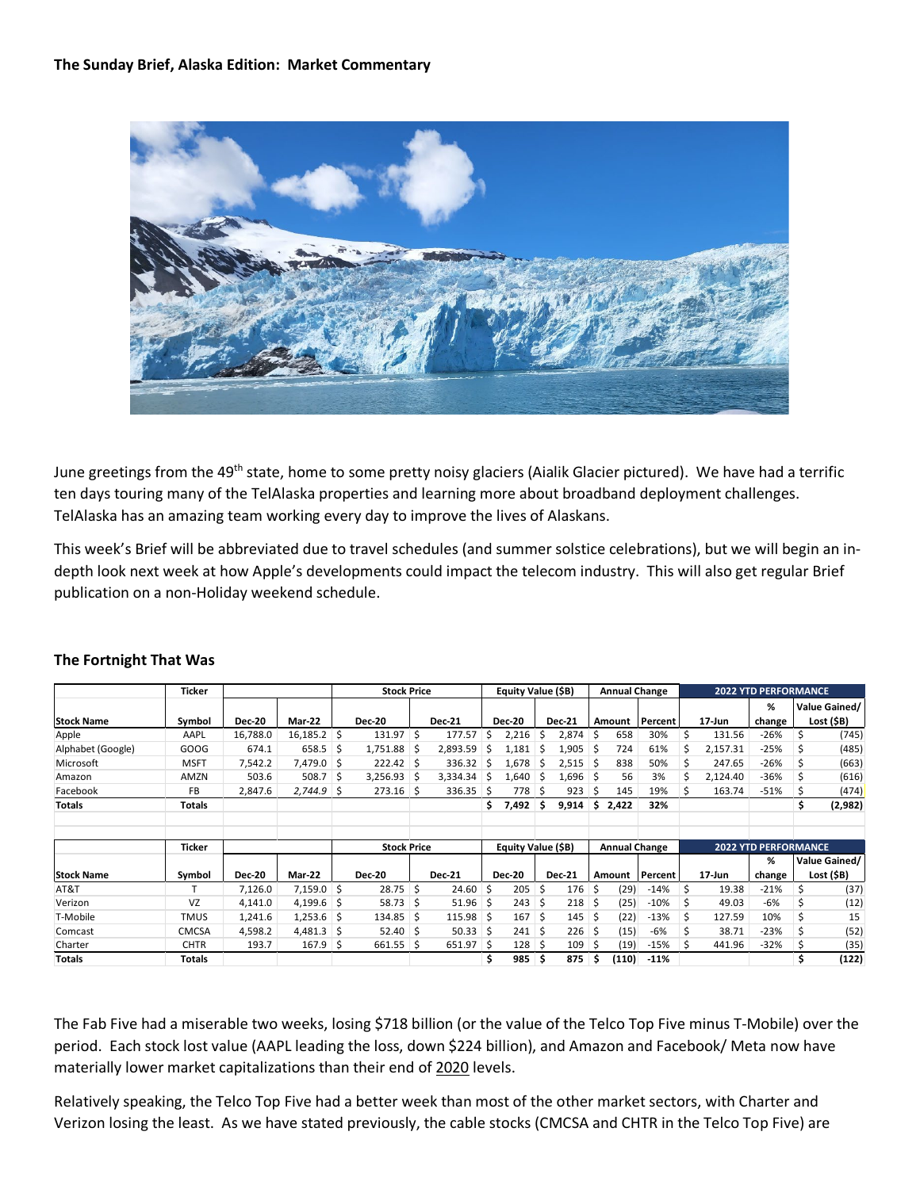**The Sunday Brief, Alaska Edition: Market Commentary**

June greetings from the 49th state, home to some pretty noisy glaciers (Aialik Glacier pictured). We have had a terrific ten days touring many of the TelAlaska properties and learning more about broadband deployment challenges. TelAlaska has an amazing team working every day to improve the lives of Alaskans.

This week's Brief will be abbreviated due to travel schedules (and summer solstice celebrations), but we will begin an in-depth look next week at how Apple's developments could impact the telecom industry. This will also get regular Brief publication on a non-Holiday weekend schedule.

**The Fortnight That Was**

| | Ticker | | | Stock Price | | Equity Value ($B) | | Annual Change | | 2022 YTD PERFORMANCE | | |
|---|---|---|---|---|---|---|---|---|---|---|---|---|
| **Stock Name** | **Symbol** | **Dec-20** | **Mar-22** | **Dec-20** | **Dec-21** | **Dec-20** | **Dec-21** | **Amount** | **Percent** | **17-Jun** | **% change** | **Value Gained/ Lost ($B)** |
| Apple | AAPL | 16,788.0 | 16,185.2 | $ 131.97 | $ 177.57 | $ 2,216 | $ 2,874 | $ 658 | 30% | $ 131.56 | -26% | $ (745) |
| Alphabet (Google) | GOOG | 674.1 | 658.5 | $ 1,751.88 | $ 2,893.59 | $ 1,181 | $ 1,905 | $ 724 | 61% | $ 2,157.31 | -25% | $ (485) |
| Microsoft | MSFT | 7,542.2 | 7,479.0 | $ 222.42 | $ 336.32 | $ 1,678 | $ 2,515 | $ 838 | 50% | $ 247.65 | -26% | $ (663) |
| Amazon | AMZN | 503.6 | 508.7 | $ 3,256.93 | $ 3,334.34 | $ 1,640 | $ 1,696 | $ 56 | 3% | $ 2,124.40 | -36% | $ (616) |
| Facebook | FB | 2,847.6 | *2,744.9* | $ 273.16 | $ 336.35 | $ 778 | $ 923 | $ 145 | 19% | $ 163.74 | -51% | $ (474) |
| **Totals** | **Totals** | | | | | **$ 7,492** | **$ 9,914** | **$ 2,422** | **32%** | | | **$ (2,982)** |

| | Ticker | | | Stock Price | | Equity Value ($B) | | Annual Change | | 2022 YTD PERFORMANCE | | |
|---|---|---|---|---|---|---|---|---|---|---|---|---|
| **Stock Name** | **Symbol** | **Dec-20** | **Mar-22** | **Dec-20** | **Dec-21** | **Dec-20** | **Dec-21** | **Amount** | **Percent** | **17-Jun** | **% change** | **Value Gained/ Lost ($B)** |
| AT&T | T | 7,126.0 | 7,159.0 | $ 28.75 | $ 24.60 | $ 205 | $ 176 | $ (29) | -14% | $ 19.38 | -21% | $ (37) |
| Verizon | VZ | 4,141.0 | 4,199.6 | $ 58.73 | $ 51.96 | $ 243 | $ 218 | $ (25) | -10% | $ 49.03 | -6% | $ (12) |
| T-Mobile | TMUS | 1,241.6 | 1,253.6 | $ 134.85 | $ 115.98 | $ 167 | $ 145 | $ (22) | -13% | $ 127.59 | 10% | $ 15 |
| Comcast | CMCSA | 4,598.2 | 4,481.3 | $ 52.40 | $ 50.33 | $ 241 | $ 226 | $ (15) | -6% | $ 38.71 | -23% | $ (52) |
| Charter | CHTR | 193.7 | 167.9 | $ 661.55 | $ 651.97 | $ 128 | $ 109 | $ (19) | -15% | $ 441.96 | -32% | $ (35) |
| **Totals** | **Totals** | | | | | **$ 985** | **$ 875** | **$ (110)** | **-11%** | | | **$ (122)** |

The Fab Five had a miserable two weeks, losing $718 billion (or the value of the Telco Top Five minus T-Mobile) over the period. Each stock lost value (AAPL leading the loss, down $224 billion), and Amazon and Facebook/ Meta now have materially lower market capitalizations than their end of 2020 levels.

Relatively speaking, the Telco Top Five had a better week than most of the other market sectors, with Charter and Verizon losing the least. As we have stated previously, the cable stocks (CMCSA and CHTR in the Telco Top Five) are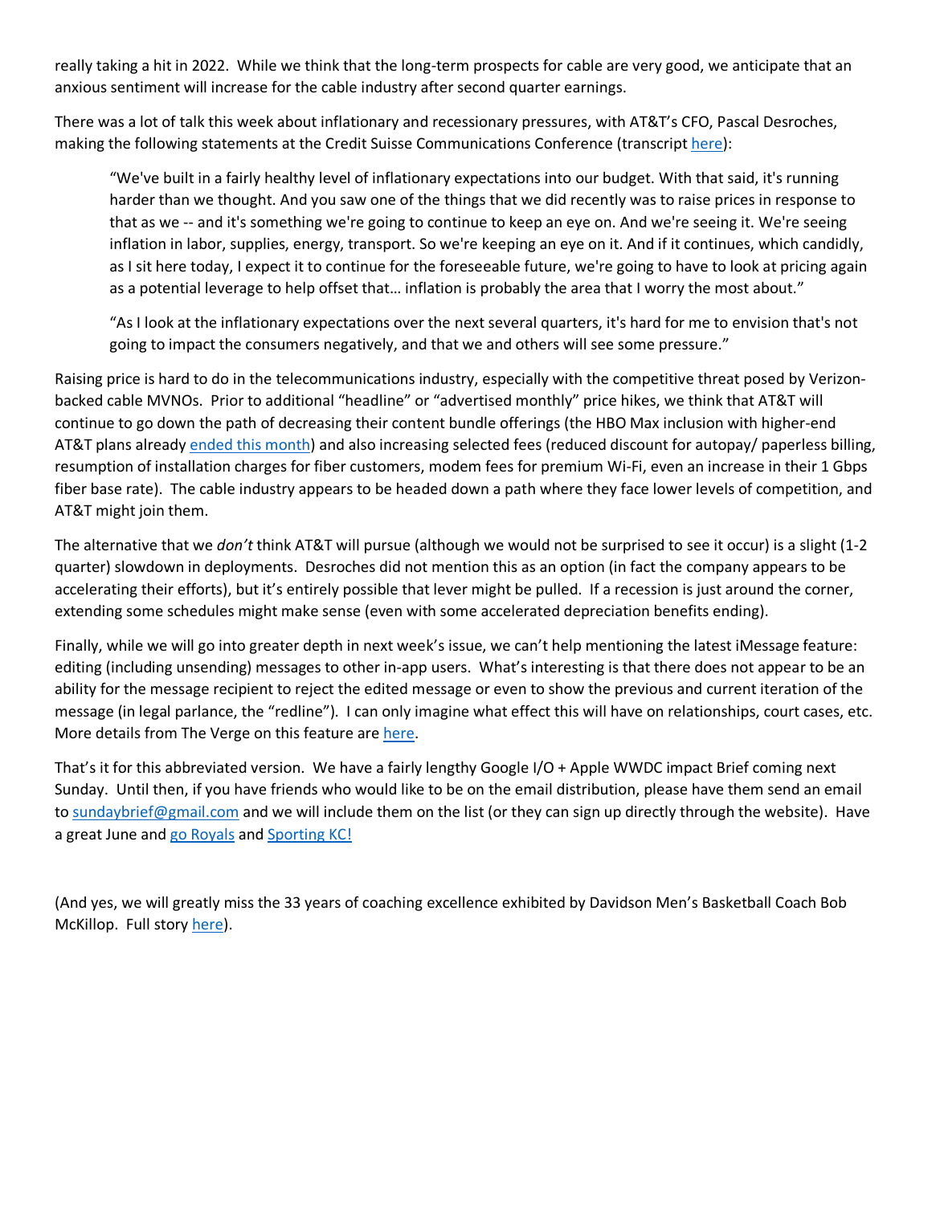really taking a hit in 2022. While we think that the long-term prospects for cable are very good, we anticipate that an anxious sentiment will increase for the cable industry after second quarter earnings.

There was a lot of talk this week about inflationary and recessionary pressures, with AT&T's CFO, Pascal Desroches, making the following statements at the Credit Suisse Communications Conference (transcript here):

> "We've built in a fairly healthy level of inflationary expectations into our budget. With that said, it's running harder than we thought. And you saw one of the things that we did recently was to raise prices in response to that as we -- and it's something we're going to continue to keep an eye on. And we're seeing it. We're seeing inflation in labor, supplies, energy, transport. So we're keeping an eye on it. And if it continues, which candidly, as I sit here today, I expect it to continue for the foreseeable future, we're going to have to look at pricing again as a potential leverage to help offset that… inflation is probably the area that I worry the most about."
>
> "As I look at the inflationary expectations over the next several quarters, it's hard for me to envision that's not going to impact the consumers negatively, and that we and others will see some pressure."

Raising price is hard to do in the telecommunications industry, especially with the competitive threat posed by Verizon-backed cable MVNOs. Prior to additional "headline" or "advertised monthly" price hikes, we think that AT&T will continue to go down the path of decreasing their content bundle offerings (the HBO Max inclusion with higher-end AT&T plans already ended this month) and also increasing selected fees (reduced discount for autopay/ paperless billing, resumption of installation charges for fiber customers, modem fees for premium Wi-Fi, even an increase in their 1 Gbps fiber base rate). The cable industry appears to be headed down a path where they face lower levels of competition, and AT&T might join them.

The alternative that we *don't* think AT&T will pursue (although we would not be surprised to see it occur) is a slight (1-2 quarter) slowdown in deployments. Desroches did not mention this as an option (in fact the company appears to be accelerating their efforts), but it's entirely possible that lever might be pulled. If a recession is just around the corner, extending some schedules might make sense (even with some accelerated depreciation benefits ending).

Finally, while we will go into greater depth in next week's issue, we can't help mentioning the latest iMessage feature: editing (including unsending) messages to other in-app users. What's interesting is that there does not appear to be an ability for the message recipient to reject the edited message or even to show the previous and current iteration of the message (in legal parlance, the "redline"). I can only imagine what effect this will have on relationships, court cases, etc. More details from The Verge on this feature are here.

That's it for this abbreviated version. We have a fairly lengthy Google I/O + Apple WWDC impact Brief coming next Sunday. Until then, if you have friends who would like to be on the email distribution, please have them send an email to sundaybrief@gmail.com and we will include them on the list (or they can sign up directly through the website). Have a great June and go Royals and Sporting KC!

(And yes, we will greatly miss the 33 years of coaching excellence exhibited by Davidson Men's Basketball Coach Bob McKillop. Full story here).